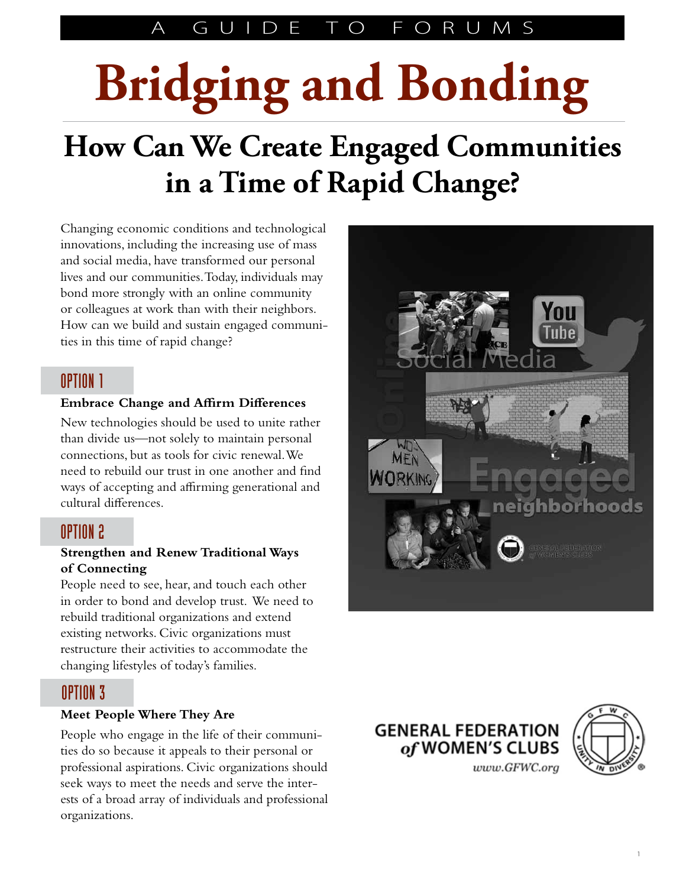A GUIDE TO FORUMS

# Bridging and Bonding

## How Can We Create Engaged Communities in a Time of Rapid Change?

Changing economic conditions and technological innovations, including the increasing use of mass and social media, have transformed our personal lives and our communities. Today, individuals may bond more strongly with an online community or colleagues at work than with their neighbors. How can we build and sustain engaged communities in this time of rapid change?

### OPTION 1

**Embrace Change and Affirm Differences**

New technologies should be used to unite rather than divide us—not solely to maintain personal connections, but as tools for civic renewal. We need to rebuild our trust in one another and find ways of accepting and affirming generational and cultural differences.

### OPTION 2

**Strengthen and Renew Traditional Ways of Connecting**

People need to see, hear, and touch each other in order to bond and develop trust. We need to rebuild traditional organizations and extend existing networks. Civic organizations must restructure their activities to accommodate the changing lifestyles of today's families.

### OPTION 3

**Meet People Where They Are**

People who engage in the life of their communities do so because it appeals to their personal or professional aspirations. Civic organizations should seek ways to meet the needs and serve the interests of a broad array of individuals and professional organizations.

GENERAL FEDERATION *of* WOMEN'S CLUBS

*www.GFWC.org*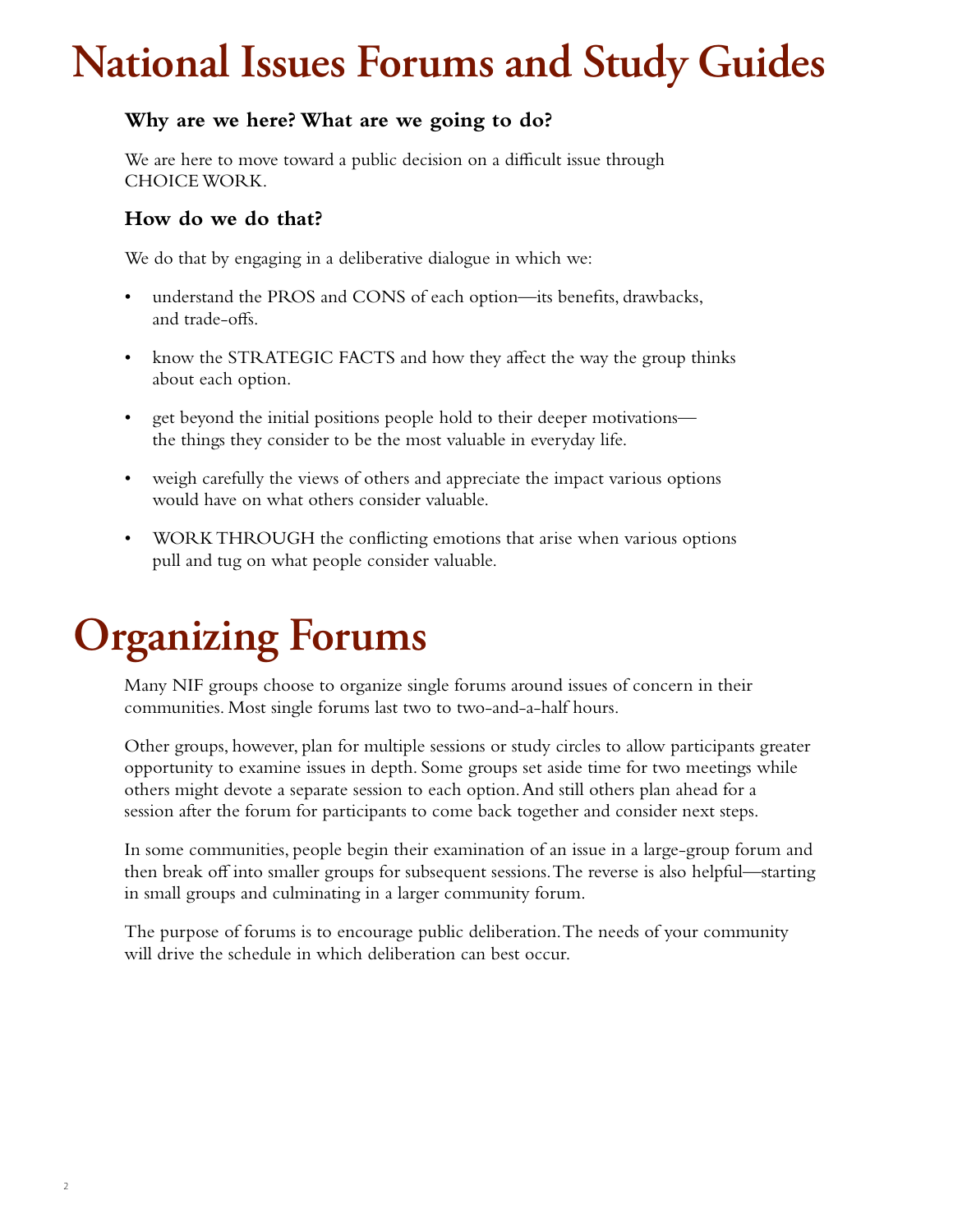# National Issues Forums and Study Guides

### Why are we here? What are we going to do?

We are here to move toward a public decision on a difficult issue through CHOICE WORK.

### How do we do that?

We do that by engaging in a deliberative dialogue in which we:

- understand the PROS and CONS of each option—its benefits, drawbacks, and trade-offs.
- know the STRATEGIC FACTS and how they affect the way the group thinks about each option.
- get beyond the initial positions people hold to their deeper motivations—the things they consider to be the most valuable in everyday life.
- weigh carefully the views of others and appreciate the impact various options would have on what others consider valuable.
- WORK THROUGH the conflicting emotions that arise when various options pull and tug on what people consider valuable.

# Organizing Forums

Many NIF groups choose to organize single forums around issues of concern in their communities. Most single forums last two to two-and-a-half hours.

Other groups, however, plan for multiple sessions or study circles to allow participants greater opportunity to examine issues in depth. Some groups set aside time for two meetings while others might devote a separate session to each option. And still others plan ahead for a session after the forum for participants to come back together and consider next steps.

In some communities, people begin their examination of an issue in a large-group forum and then break off into smaller groups for subsequent sessions. The reverse is also helpful—starting in small groups and culminating in a larger community forum.

The purpose of forums is to encourage public deliberation. The needs of your community will drive the schedule in which deliberation can best occur.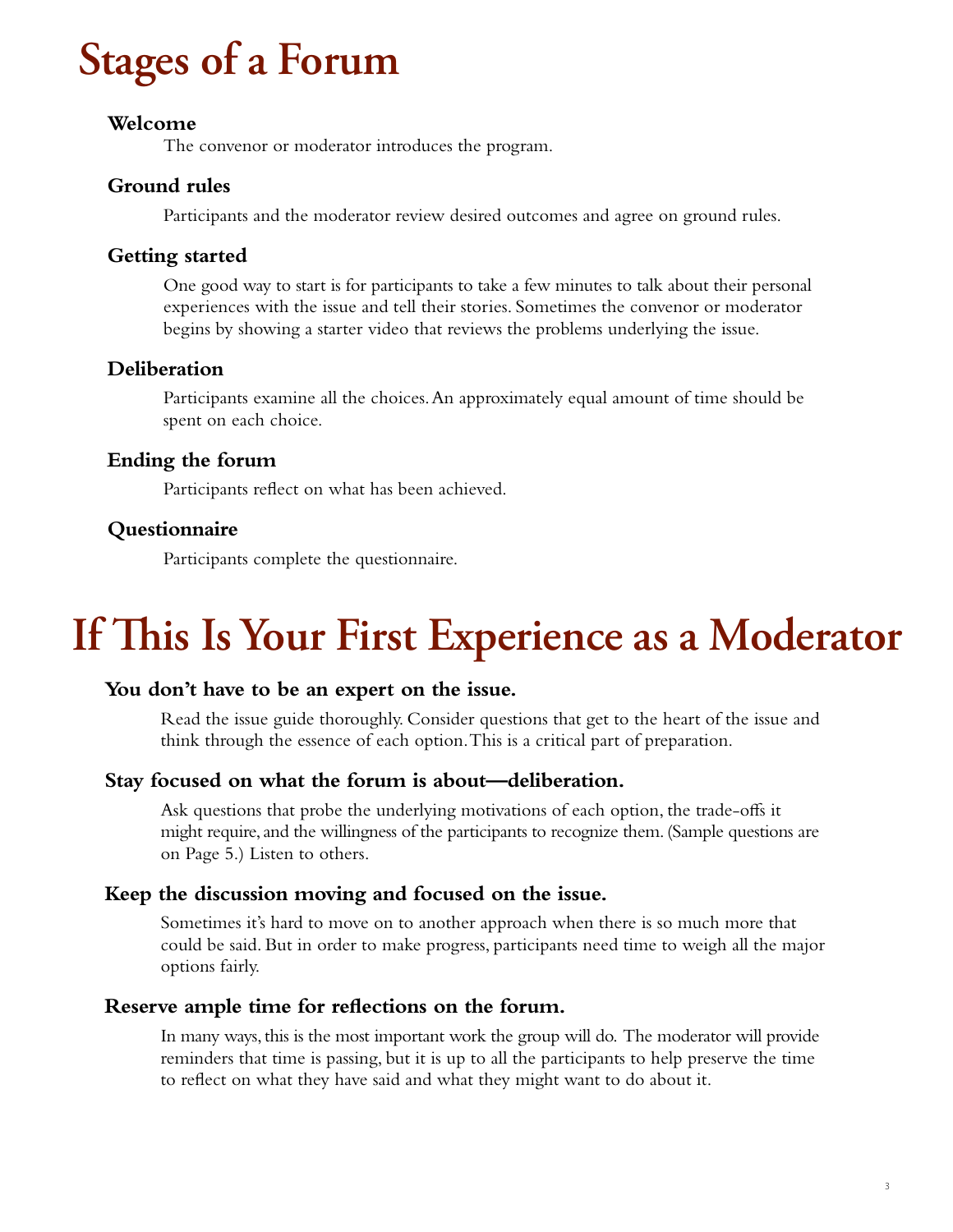# Stages of a Forum

### Welcome

The convenor or moderator introduces the program.

### Ground rules

Participants and the moderator review desired outcomes and agree on ground rules.

### Getting started

One good way to start is for participants to take a few minutes to talk about their personal experiences with the issue and tell their stories. Sometimes the convenor or moderator begins by showing a starter video that reviews the problems underlying the issue.

### Deliberation

Participants examine all the choices. An approximately equal amount of time should be spent on each choice.

### Ending the forum

Participants reflect on what has been achieved.

### Questionnaire

Participants complete the questionnaire.

# If This Is Your First Experience as a Moderator

### You don't have to be an expert on the issue.

Read the issue guide thoroughly. Consider questions that get to the heart of the issue and think through the essence of each option. This is a critical part of preparation.

### Stay focused on what the forum is about—deliberation.

Ask questions that probe the underlying motivations of each option, the trade-offs it might require, and the willingness of the participants to recognize them. (Sample questions are on Page 5.) Listen to others.

### Keep the discussion moving and focused on the issue.

Sometimes it's hard to move on to another approach when there is so much more that could be said. But in order to make progress, participants need time to weigh all the major options fairly.

### Reserve ample time for reflections on the forum.

In many ways, this is the most important work the group will do. The moderator will provide reminders that time is passing, but it is up to all the participants to help preserve the time to reflect on what they have said and what they might want to do about it.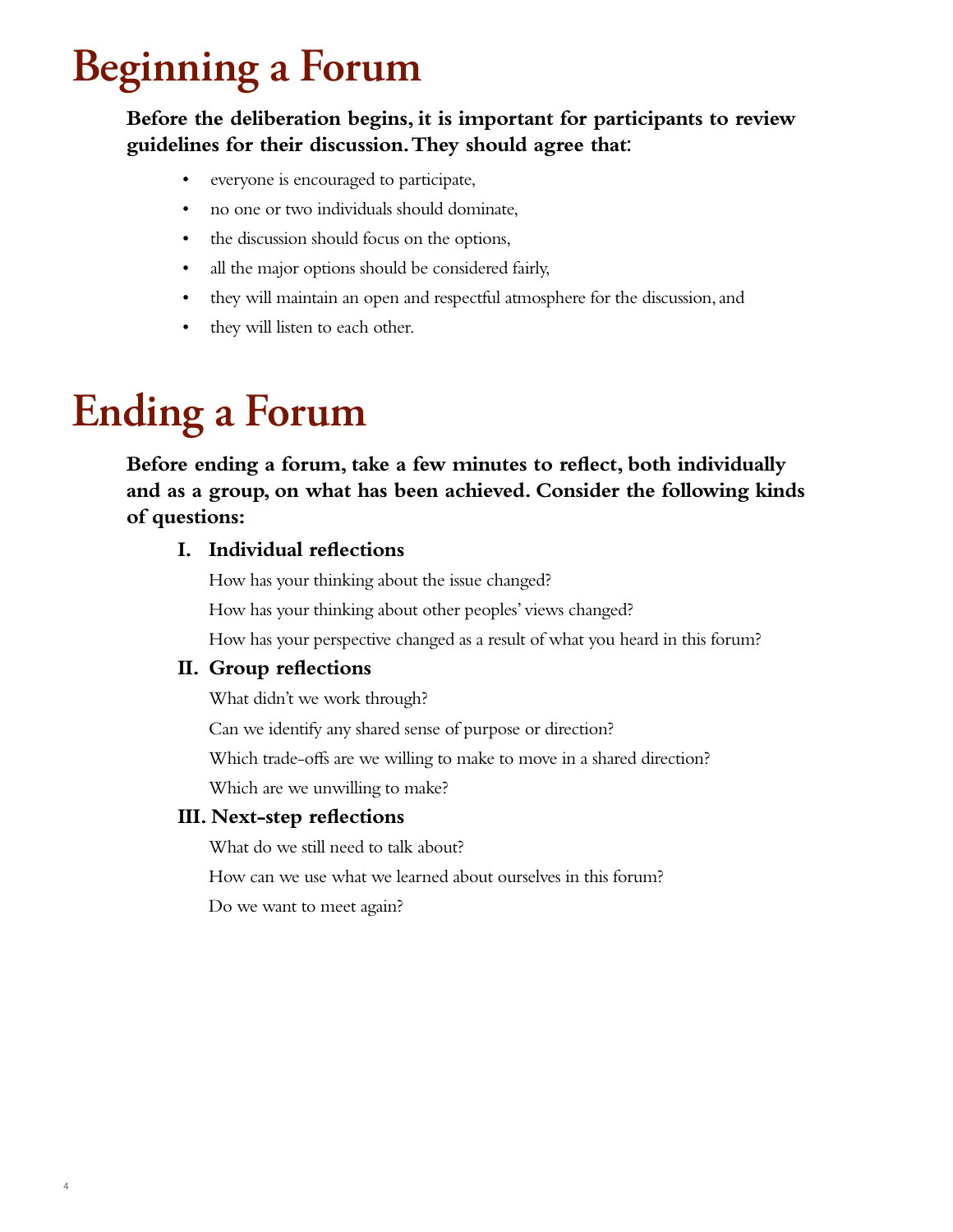# Beginning a Forum

**Before the deliberation begins, it is important for participants to review guidelines for their discussion. They should agree that:**

- everyone is encouraged to participate,
- no one or two individuals should dominate,
- the discussion should focus on the options,
- all the major options should be considered fairly,
- they will maintain an open and respectful atmosphere for the discussion, and
- they will listen to each other.

# Ending a Forum

**Before ending a forum, take a few minutes to reflect, both individually and as a group, on what has been achieved. Consider the following kinds of questions:**

### I. Individual reflections

How has your thinking about the issue changed?

How has your thinking about other peoples' views changed?

How has your perspective changed as a result of what you heard in this forum?

### II. Group reflections

What didn't we work through?

Can we identify any shared sense of purpose or direction?

Which trade-offs are we willing to make to move in a shared direction?

Which are we unwilling to make?

### III. Next-step reflections

What do we still need to talk about?

How can we use what we learned about ourselves in this forum?

Do we want to meet again?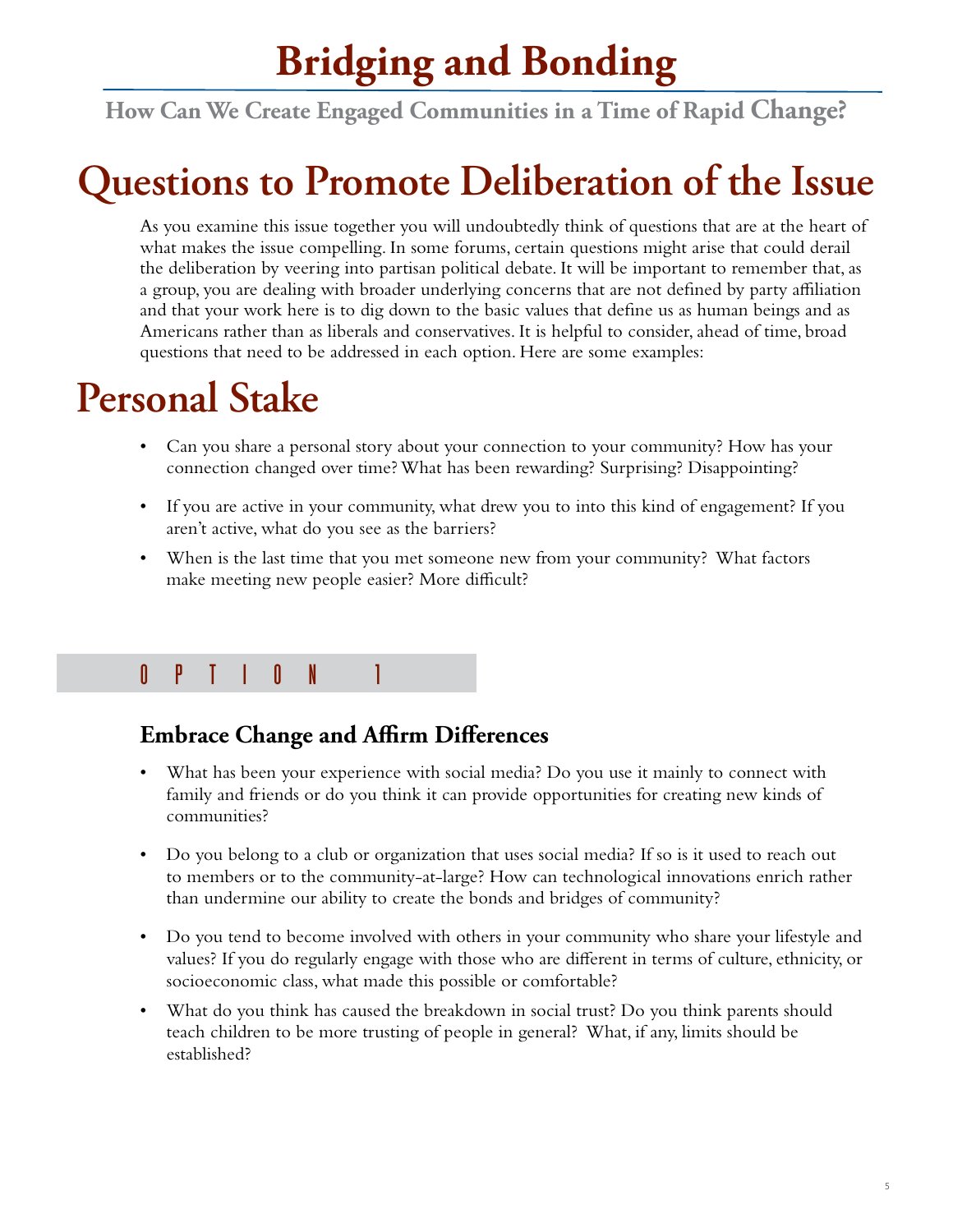# Bridging and Bonding

**How Can We Create Engaged Communities in a Time of Rapid Change?**

# Questions to Promote Deliberation of the Issue

As you examine this issue together you will undoubtedly think of questions that are at the heart of what makes the issue compelling. In some forums, certain questions might arise that could derail the deliberation by veering into partisan political debate. It will be important to remember that, as a group, you are dealing with broader underlying concerns that are not defined by party affiliation and that your work here is to dig down to the basic values that define us as human beings and as Americans rather than as liberals and conservatives. It is helpful to consider, ahead of time, broad questions that need to be addressed in each option. Here are some examples:

# Personal Stake

- Can you share a personal story about your connection to your community? How has your connection changed over time? What has been rewarding? Surprising? Disappointing?
- If you are active in your community, what drew you to into this kind of engagement? If you aren't active, what do you see as the barriers?
- When is the last time that you met someone new from your community? What factors make meeting new people easier? More difficult?

## OPTION 1

### Embrace Change and Affirm Differences

- What has been your experience with social media? Do you use it mainly to connect with family and friends or do you think it can provide opportunities for creating new kinds of communities?
- Do you belong to a club or organization that uses social media? If so is it used to reach out to members or to the community-at-large? How can technological innovations enrich rather than undermine our ability to create the bonds and bridges of community?
- Do you tend to become involved with others in your community who share your lifestyle and values? If you do regularly engage with those who are different in terms of culture, ethnicity, or socioeconomic class, what made this possible or comfortable?
- What do you think has caused the breakdown in social trust? Do you think parents should teach children to be more trusting of people in general? What, if any, limits should be established?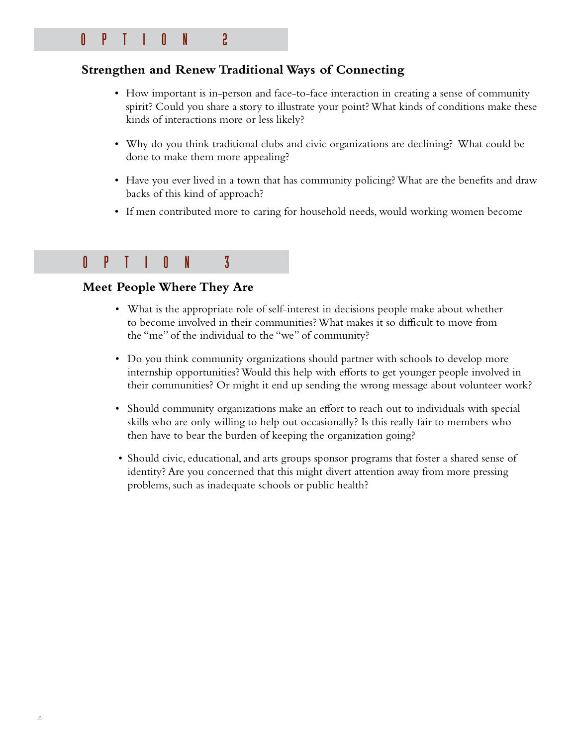# OPTION 2

## Strengthen and Renew Traditional Ways of Connecting

- How important is in-person and face-to-face interaction in creating a sense of community spirit? Could you share a story to illustrate your point? What kinds of conditions make these kinds of interactions more or less likely?
- Why do you think traditional clubs and civic organizations are declining? What could be done to make them more appealing?
- Have you ever lived in a town that has community policing? What are the benefits and draw backs of this kind of approach?
- If men contributed more to caring for household needs, would working women become

# OPTION 3

## Meet People Where They Are

- What is the appropriate role of self-interest in decisions people make about whether to become involved in their communities? What makes it so difficult to move from the "me" of the individual to the "we" of community?
- Do you think community organizations should partner with schools to develop more internship opportunities? Would this help with efforts to get younger people involved in their communities? Or might it end up sending the wrong message about volunteer work?
- Should community organizations make an effort to reach out to individuals with special skills who are only willing to help out occasionally? Is this really fair to members who then have to bear the burden of keeping the organization going?
- Should civic, educational, and arts groups sponsor programs that foster a shared sense of identity? Are you concerned that this might divert attention away from more pressing problems, such as inadequate schools or public health?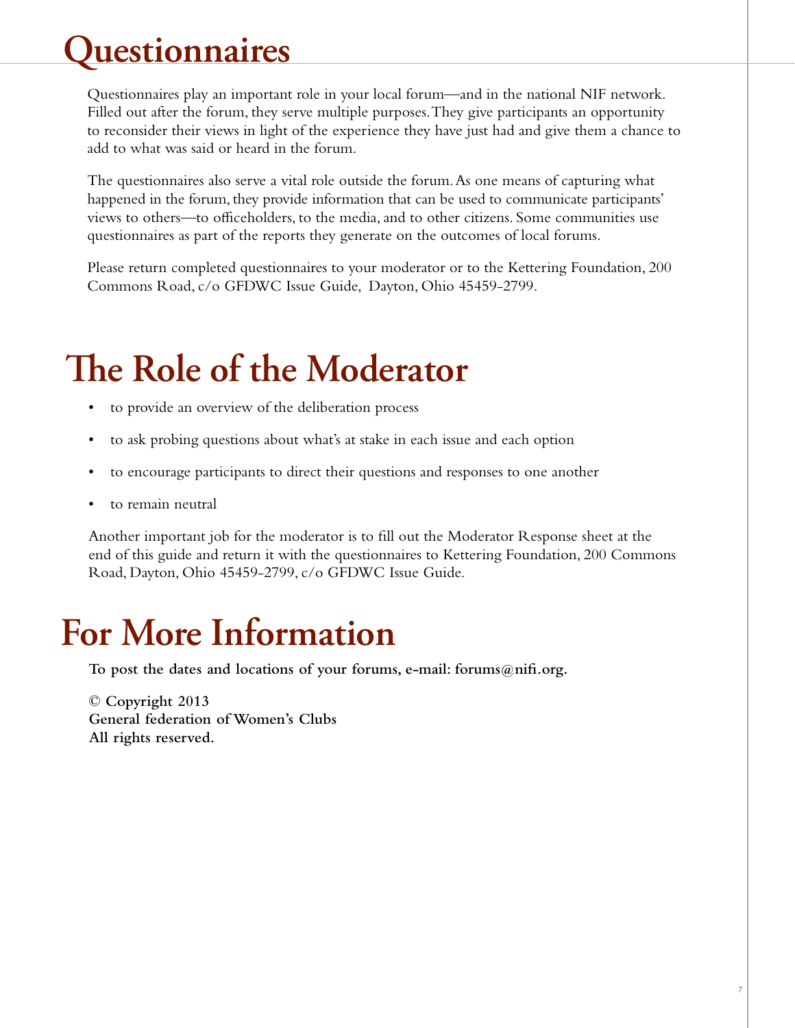# Questionnaires

Questionnaires play an important role in your local forum—and in the national NIF network. Filled out after the forum, they serve multiple purposes. They give participants an opportunity to reconsider their views in light of the experience they have just had and give them a chance to add to what was said or heard in the forum.

The questionnaires also serve a vital role outside the forum. As one means of capturing what happened in the forum, they provide information that can be used to communicate participants' views to others—to officeholders, to the media, and to other citizens. Some communities use questionnaires as part of the reports they generate on the outcomes of local forums.

Please return completed questionnaires to your moderator or to the Kettering Foundation, 200 Commons Road, c/o GFDWC Issue Guide, Dayton, Ohio 45459-2799.

# The Role of the Moderator

- to provide an overview of the deliberation process
- to ask probing questions about what's at stake in each issue and each option
- to encourage participants to direct their questions and responses to one another
- to remain neutral

Another important job for the moderator is to fill out the Moderator Response sheet at the end of this guide and return it with the questionnaires to Kettering Foundation, 200 Commons Road, Dayton, Ohio 45459-2799, c/o GFDWC Issue Guide.

# For More Information

**To post the dates and locations of your forums, e-mail: forums@nifi.org.**

**© Copyright 2013**
**General federation of Women's Clubs**
**All rights reserved.**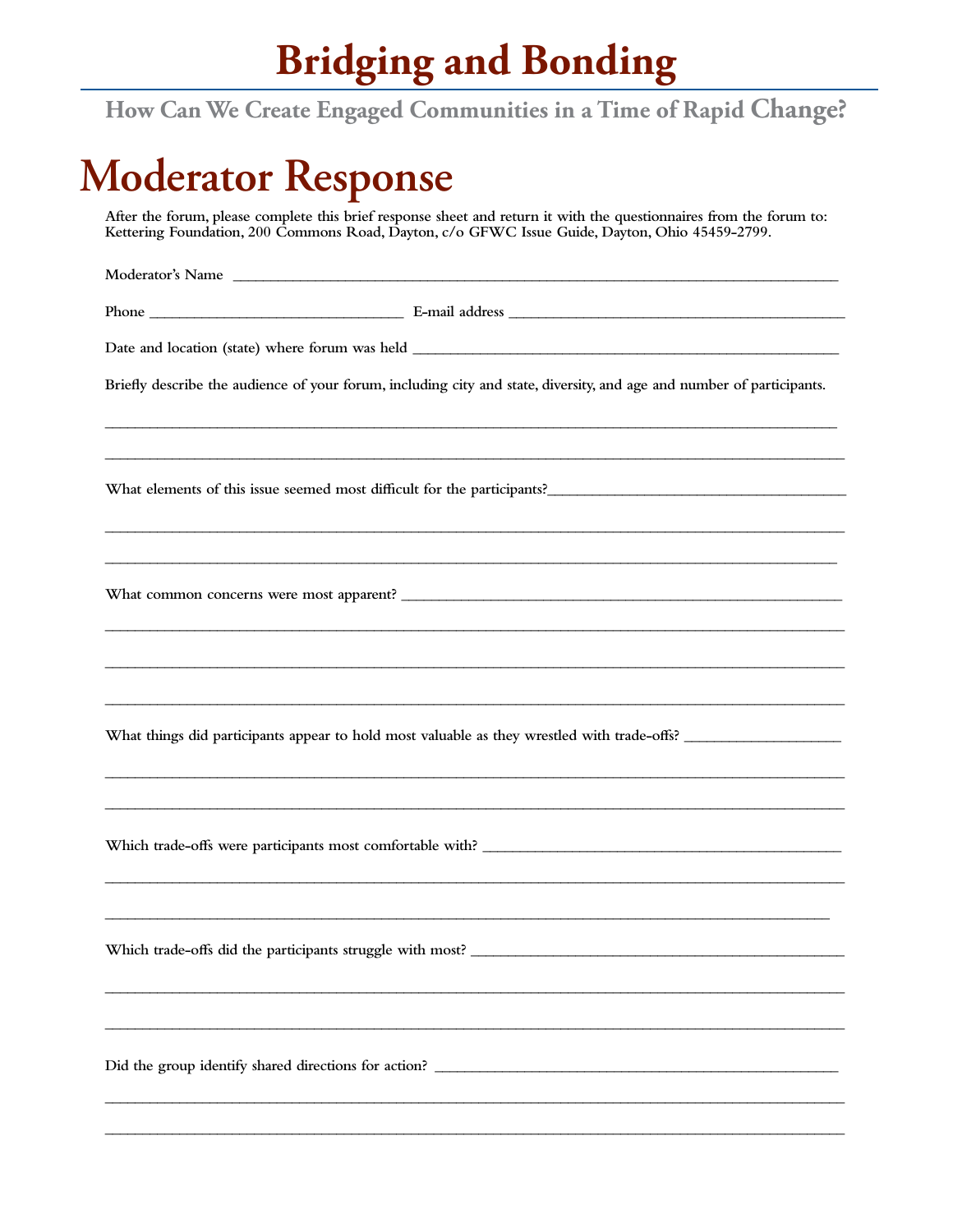# Bridging and Bonding

## How Can We Create Engaged Communities in a Time of Rapid Change?

# Moderator Response

After the forum, please complete this brief response sheet and return it with the questionnaires from the forum to: Kettering Foundation, 200 Commons Road, Dayton, c/o GFWC Issue Guide, Dayton, Ohio 45459-2799.

Moderator's Name ______________________________________________________________________________

Phone ________________________________ E-mail address ___________________________________________

Date and location (state) where forum was held ________________________________________________________

Briefly describe the audience of your forum, including city and state, diversity, and age and number of participants.

______________________________________________________________________________________________

______________________________________________________________________________________________

What elements of this issue seemed most difficult for the participants?_______________________________________

______________________________________________________________________________________________

______________________________________________________________________________________________

What common concerns were most apparent? __________________________________________________________

______________________________________________________________________________________________

______________________________________________________________________________________________

______________________________________________________________________________________________

What things did participants appear to hold most valuable as they wrestled with trade-offs? ____________________

______________________________________________________________________________________________

______________________________________________________________________________________________

Which trade-offs were participants most comfortable with? _______________________________________________

______________________________________________________________________________________________

______________________________________________________________________________________________

Which trade-offs did the participants struggle with most? _________________________________________________

______________________________________________________________________________________________

______________________________________________________________________________________________

Did the group identify shared directions for action? _____________________________________________________

______________________________________________________________________________________________

______________________________________________________________________________________________